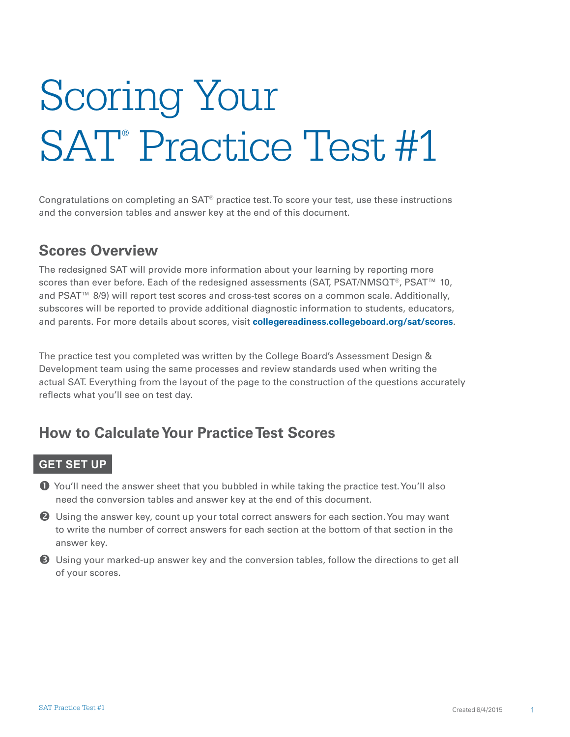# Scoring Your SAT® Practice Test #1

Congratulations on completing an SAT® practice test. To score your test, use these instructions and the conversion tables and answer key at the end of this document.

## Scores Overview

The redesigned SAT will provide more information about your learning by reporting more scores than ever before. Each of the redesigned assessments (SAT, PSAT/NMSQT®, PSAT™ 10, and PSAT™ 8/9) will report test scores and cross-test scores on a common scale. Additionally, subscores will be reported to provide additional diagnostic information to students, educators, and parents. For more details about scores, visit **collegereadiness.collegeboard.org/sat/scores**.

The practice test you completed was written by the College Board's Assessment Design & Development team using the same processes and review standards used when writing the actual SAT. Everything from the layout of the page to the construction of the questions accurately reflects what you'll see on test day.

## How to Calculate Your Practice Test Scores

### GET SET UP

1. You'll need the answer sheet that you bubbled in while taking the practice test. You'll also need the conversion tables and answer key at the end of this document.
2. Using the answer key, count up your total correct answers for each section. You may want to write the number of correct answers for each section at the bottom of that section in the answer key.
3. Using your marked-up answer key and the conversion tables, follow the directions to get all of your scores.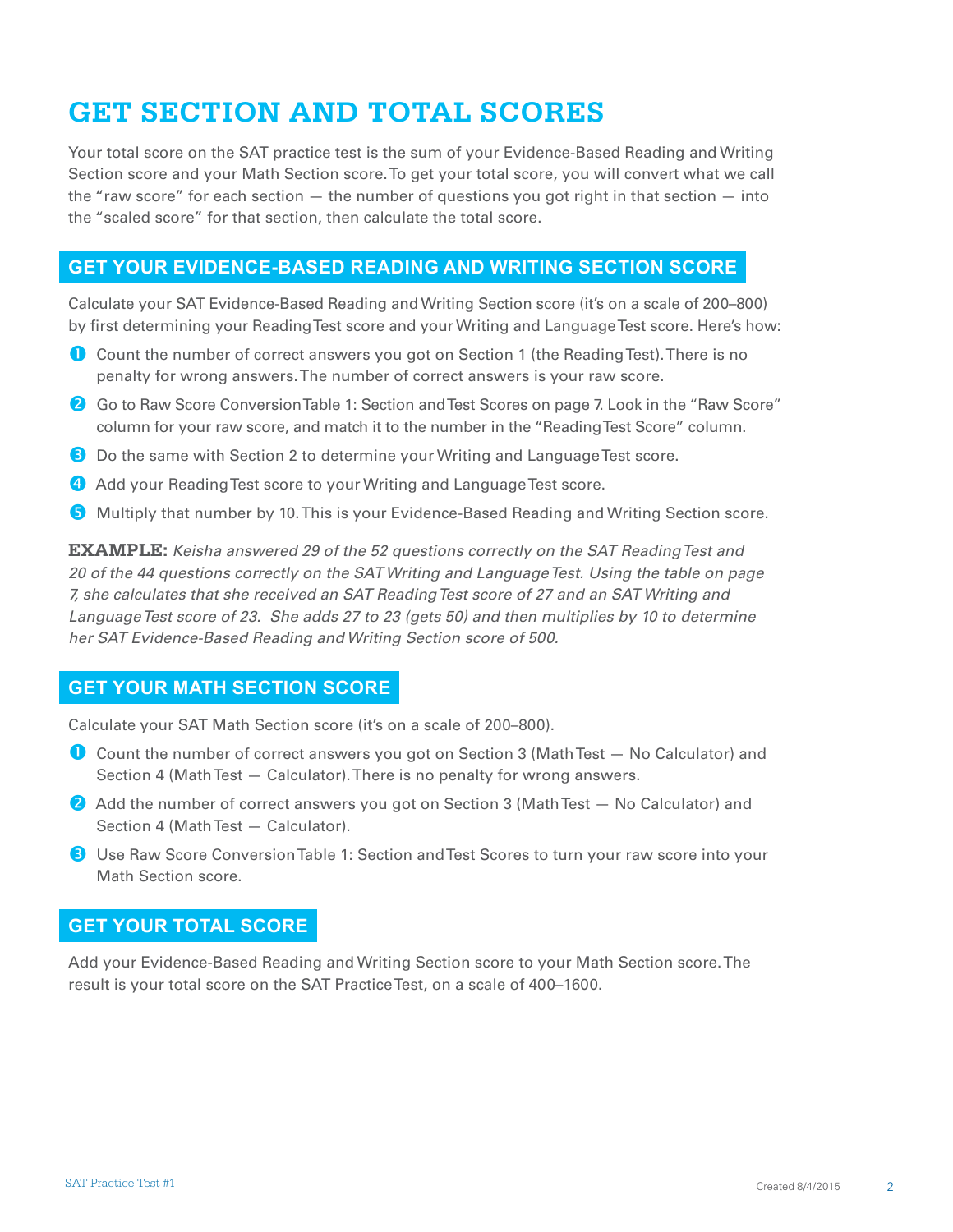# GET SECTION AND TOTAL SCORES

Your total score on the SAT practice test is the sum of your Evidence-Based Reading and Writing Section score and your Math Section score. To get your total score, you will convert what we call the "raw score" for each section — the number of questions you got right in that section — into the "scaled score" for that section, then calculate the total score.

## GET YOUR EVIDENCE-BASED READING AND WRITING SECTION SCORE

Calculate your SAT Evidence-Based Reading and Writing Section score (it's on a scale of 200–800) by first determining your Reading Test score and your Writing and Language Test score. Here's how:

1. Count the number of correct answers you got on Section 1 (the Reading Test). There is no penalty for wrong answers. The number of correct answers is your raw score.
2. Go to Raw Score Conversion Table 1: Section and Test Scores on page 7. Look in the "Raw Score" column for your raw score, and match it to the number in the "Reading Test Score" column.
3. Do the same with Section 2 to determine your Writing and Language Test score.
4. Add your Reading Test score to your Writing and Language Test score.
5. Multiply that number by 10. This is your Evidence-Based Reading and Writing Section score.

**EXAMPLE:** *Keisha answered 29 of the 52 questions correctly on the SAT Reading Test and 20 of the 44 questions correctly on the SAT Writing and Language Test. Using the table on page 7, she calculates that she received an SAT Reading Test score of 27 and an SAT Writing and Language Test score of 23. She adds 27 to 23 (gets 50) and then multiplies by 10 to determine her SAT Evidence-Based Reading and Writing Section score of 500.*

## GET YOUR MATH SECTION SCORE

Calculate your SAT Math Section score (it's on a scale of 200–800).

1. Count the number of correct answers you got on Section 3 (Math Test — No Calculator) and Section 4 (Math Test — Calculator). There is no penalty for wrong answers.
2. Add the number of correct answers you got on Section 3 (Math Test — No Calculator) and Section 4 (Math Test — Calculator).
3. Use Raw Score Conversion Table 1: Section and Test Scores to turn your raw score into your Math Section score.

## GET YOUR TOTAL SCORE

Add your Evidence-Based Reading and Writing Section score to your Math Section score. The result is your total score on the SAT Practice Test, on a scale of 400–1600.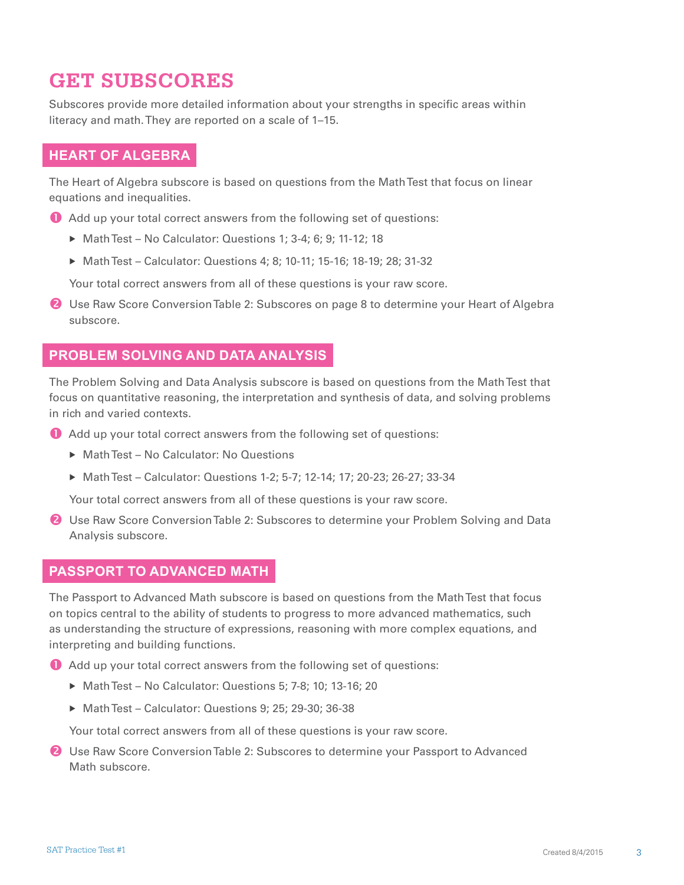# GET SUBSCORES

Subscores provide more detailed information about your strengths in specific areas within literacy and math. They are reported on a scale of 1–15.

## HEART OF ALGEBRA

The Heart of Algebra subscore is based on questions from the Math Test that focus on linear equations and inequalities.

1. Add up your total correct answers from the following set of questions:
   - Math Test – No Calculator: Questions 1; 3-4; 6; 9; 11-12; 18
   - Math Test – Calculator: Questions 4; 8; 10-11; 15-16; 18-19; 28; 31-32

   Your total correct answers from all of these questions is your raw score.

2. Use Raw Score Conversion Table 2: Subscores on page 8 to determine your Heart of Algebra subscore.

## PROBLEM SOLVING AND DATA ANALYSIS

The Problem Solving and Data Analysis subscore is based on questions from the Math Test that focus on quantitative reasoning, the interpretation and synthesis of data, and solving problems in rich and varied contexts.

1. Add up your total correct answers from the following set of questions:
   - Math Test – No Calculator: No Questions
   - Math Test – Calculator: Questions 1-2; 5-7; 12-14; 17; 20-23; 26-27; 33-34

   Your total correct answers from all of these questions is your raw score.

2. Use Raw Score Conversion Table 2: Subscores to determine your Problem Solving and Data Analysis subscore.

## PASSPORT TO ADVANCED MATH

The Passport to Advanced Math subscore is based on questions from the Math Test that focus on topics central to the ability of students to progress to more advanced mathematics, such as understanding the structure of expressions, reasoning with more complex equations, and interpreting and building functions.

1. Add up your total correct answers from the following set of questions:
   - Math Test – No Calculator: Questions 5; 7-8; 10; 13-16; 20
   - Math Test – Calculator: Questions 9; 25; 29-30; 36-38

   Your total correct answers from all of these questions is your raw score.

2. Use Raw Score Conversion Table 2: Subscores to determine your Passport to Advanced Math subscore.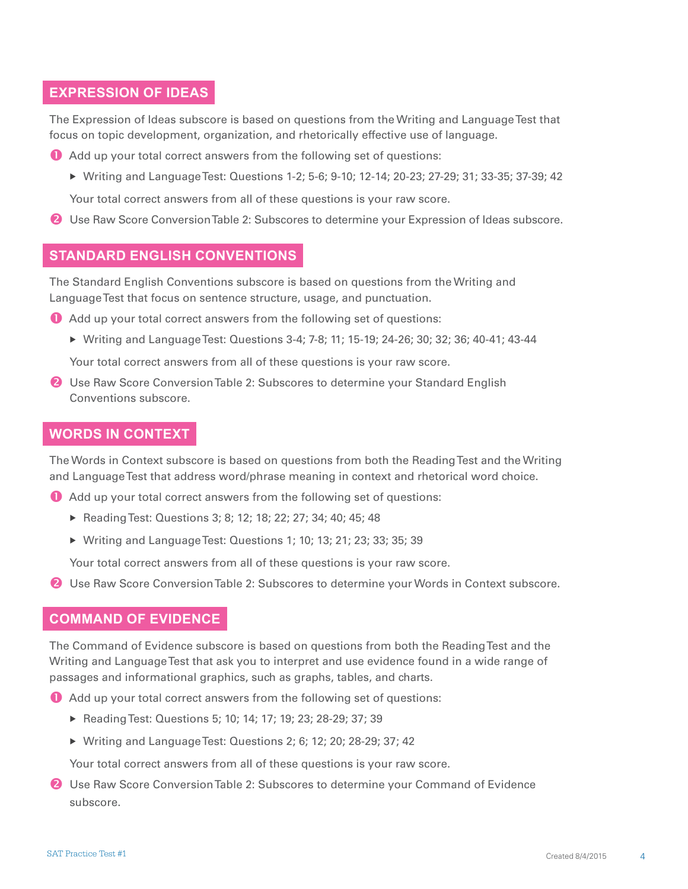## EXPRESSION OF IDEAS

The Expression of Ideas subscore is based on questions from the Writing and Language Test that focus on topic development, organization, and rhetorically effective use of language.

1. Add up your total correct answers from the following set of questions:
   - Writing and Language Test: Questions 1-2; 5-6; 9-10; 12-14; 20-23; 27-29; 31; 33-35; 37-39; 42

   Your total correct answers from all of these questions is your raw score.
2. Use Raw Score Conversion Table 2: Subscores to determine your Expression of Ideas subscore.

## STANDARD ENGLISH CONVENTIONS

The Standard English Conventions subscore is based on questions from the Writing and Language Test that focus on sentence structure, usage, and punctuation.

1. Add up your total correct answers from the following set of questions:
   - Writing and Language Test: Questions 3-4; 7-8; 11; 15-19; 24-26; 30; 32; 36; 40-41; 43-44

   Your total correct answers from all of these questions is your raw score.
2. Use Raw Score Conversion Table 2: Subscores to determine your Standard English Conventions subscore.

## WORDS IN CONTEXT

The Words in Context subscore is based on questions from both the Reading Test and the Writing and Language Test that address word/phrase meaning in context and rhetorical word choice.

1. Add up your total correct answers from the following set of questions:
   - Reading Test: Questions 3; 8; 12; 18; 22; 27; 34; 40; 45; 48
   - Writing and Language Test: Questions 1; 10; 13; 21; 23; 33; 35; 39

   Your total correct answers from all of these questions is your raw score.
2. Use Raw Score Conversion Table 2: Subscores to determine your Words in Context subscore.

## COMMAND OF EVIDENCE

The Command of Evidence subscore is based on questions from both the Reading Test and the Writing and Language Test that ask you to interpret and use evidence found in a wide range of passages and informational graphics, such as graphs, tables, and charts.

1. Add up your total correct answers from the following set of questions:
   - Reading Test: Questions 5; 10; 14; 17; 19; 23; 28-29; 37; 39
   - Writing and Language Test: Questions 2; 6; 12; 20; 28-29; 37; 42

   Your total correct answers from all of these questions is your raw score.
2. Use Raw Score Conversion Table 2: Subscores to determine your Command of Evidence subscore.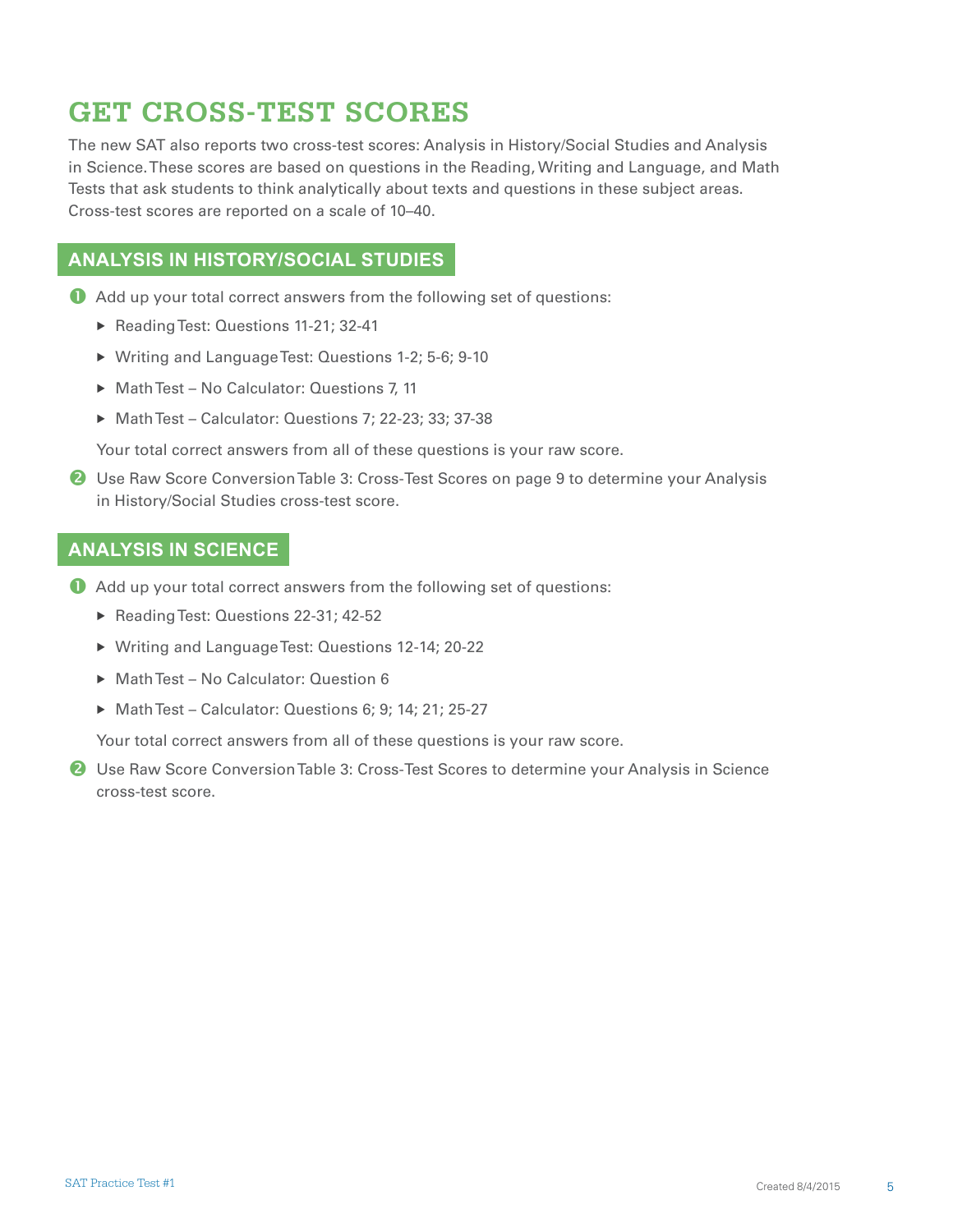# GET CROSS-TEST SCORES

The new SAT also reports two cross-test scores: Analysis in History/Social Studies and Analysis in Science. These scores are based on questions in the Reading, Writing and Language, and Math Tests that ask students to think analytically about texts and questions in these subject areas. Cross-test scores are reported on a scale of 10–40.

## ANALYSIS IN HISTORY/SOCIAL STUDIES

1. Add up your total correct answers from the following set of questions:
   - Reading Test: Questions 11-21; 32-41
   - Writing and Language Test: Questions 1-2; 5-6; 9-10
   - Math Test – No Calculator: Questions 7, 11
   - Math Test – Calculator: Questions 7; 22-23; 33; 37-38

   Your total correct answers from all of these questions is your raw score.

2. Use Raw Score Conversion Table 3: Cross-Test Scores on page 9 to determine your Analysis in History/Social Studies cross-test score.

## ANALYSIS IN SCIENCE

1. Add up your total correct answers from the following set of questions:
   - Reading Test: Questions 22-31; 42-52
   - Writing and Language Test: Questions 12-14; 20-22
   - Math Test – No Calculator: Question 6
   - Math Test – Calculator: Questions 6; 9; 14; 21; 25-27

   Your total correct answers from all of these questions is your raw score.

2. Use Raw Score Conversion Table 3: Cross-Test Scores to determine your Analysis in Science cross-test score.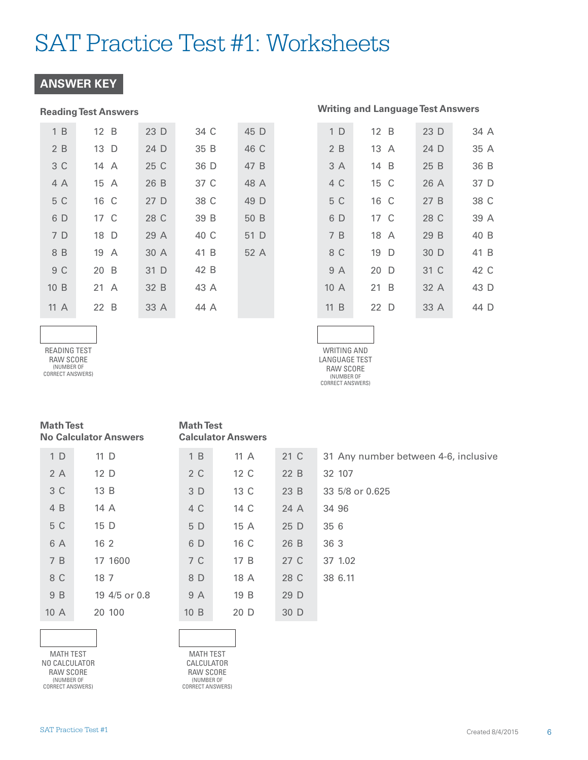# SAT Practice Test #1: Worksheets

## ANSWER KEY

### Reading Test Answers

| | | | | |
|---|---|---|---|---|
| 1 B | 12 B | 23 D | 34 C | 45 D |
| 2 B | 13 D | 24 D | 35 B | 46 C |
| 3 C | 14 A | 25 C | 36 D | 47 B |
| 4 A | 15 A | 26 B | 37 C | 48 A |
| 5 C | 16 C | 27 D | 38 C | 49 D |
| 6 D | 17 C | 28 C | 39 B | 50 B |
| 7 D | 18 D | 29 A | 40 C | 51 D |
| 8 B | 19 A | 30 A | 41 B | 52 A |
| 9 C | 20 B | 31 D | 42 B | |
| 10 B | 21 A | 32 B | 43 A | |
| 11 A | 22 B | 33 A | 44 A | |

READING TEST RAW SCORE (NUMBER OF CORRECT ANSWERS)

### Writing and Language Test Answers

| | | | |
|---|---|---|---|
| 1 D | 12 B | 23 D | 34 A |
| 2 B | 13 A | 24 D | 35 A |
| 3 A | 14 B | 25 B | 36 B |
| 4 C | 15 C | 26 A | 37 D |
| 5 C | 16 C | 27 B | 38 C |
| 6 D | 17 C | 28 C | 39 A |
| 7 B | 18 A | 29 B | 40 B |
| 8 C | 19 D | 30 D | 41 B |
| 9 A | 20 D | 31 C | 42 C |
| 10 A | 21 B | 32 A | 43 D |
| 11 B | 22 D | 33 A | 44 D |

WRITING AND LANGUAGE TEST RAW SCORE (NUMBER OF CORRECT ANSWERS)

### Math Test No Calculator Answers

| | |
|---|---|
| 1 D | 11 D |
| 2 A | 12 D |
| 3 C | 13 B |
| 4 B | 14 A |
| 5 C | 15 D |
| 6 A | 16 2 |
| 7 B | 17 1600 |
| 8 C | 18 7 |
| 9 B | 19 4/5 or 0.8 |
| 10 A | 20 100 |

MATH TEST NO CALCULATOR RAW SCORE (NUMBER OF CORRECT ANSWERS)

### Math Test Calculator Answers

| | | | |
|---|---|---|---|
| 1 B | 11 A | 21 C | 31 Any number between 4-6, inclusive |
| 2 C | 12 C | 22 B | 32 107 |
| 3 D | 13 C | 23 B | 33 5/8 or 0.625 |
| 4 C | 14 C | 24 A | 34 96 |
| 5 D | 15 A | 25 D | 35 6 |
| 6 D | 16 C | 26 B | 36 3 |
| 7 C | 17 B | 27 C | 37 1.02 |
| 8 D | 18 A | 28 C | 38 6.11 |
| 9 A | 19 B | 29 D | |
| 10 B | 20 D | 30 D | |

MATH TEST CALCULATOR RAW SCORE (NUMBER OF CORRECT ANSWERS)

Created 8/4/2015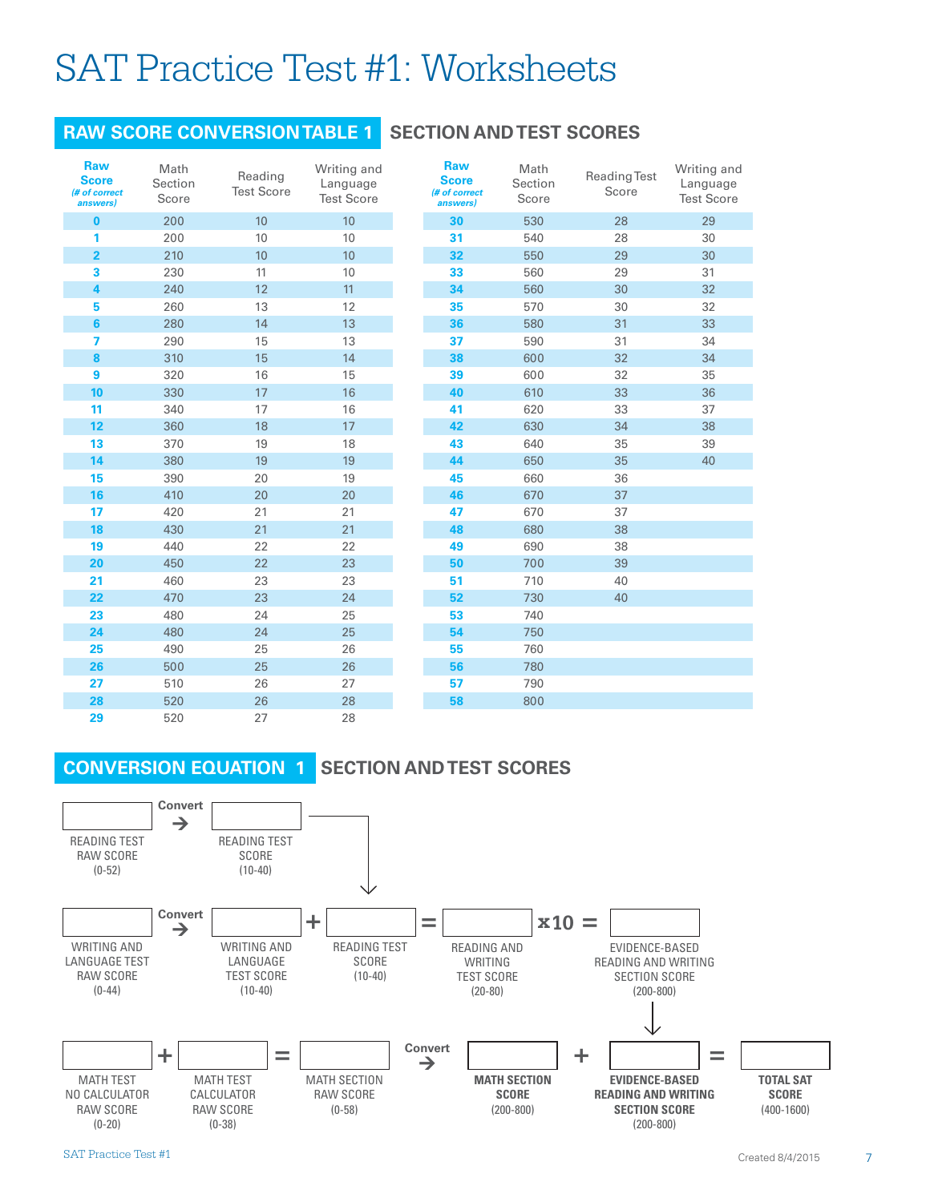// Implemented as markdown output
# SAT Practice Test #1: Worksheets

## RAW SCORE CONVERSION TABLE 1 SECTION AND TEST SCORES

| Raw Score (# of correct answers) | Math Section Score | Reading Test Score | Writing and Language Test Score |
|---|---|---|---|
| 0 | 200 | 10 | 10 |
| 1 | 200 | 10 | 10 |
| 2 | 210 | 10 | 10 |
| 3 | 230 | 11 | 10 |
| 4 | 240 | 12 | 11 |
| 5 | 260 | 13 | 12 |
| 6 | 280 | 14 | 13 |
| 7 | 290 | 15 | 13 |
| 8 | 310 | 15 | 14 |
| 9 | 320 | 16 | 15 |
| 10 | 330 | 17 | 16 |
| 11 | 340 | 17 | 16 |
| 12 | 360 | 18 | 17 |
| 13 | 370 | 19 | 18 |
| 14 | 380 | 19 | 19 |
| 15 | 390 | 20 | 19 |
| 16 | 410 | 20 | 20 |
| 17 | 420 | 21 | 21 |
| 18 | 430 | 21 | 21 |
| 19 | 440 | 22 | 22 |
| 20 | 450 | 22 | 23 |
| 21 | 460 | 23 | 23 |
| 22 | 470 | 23 | 24 |
| 23 | 480 | 24 | 25 |
| 24 | 480 | 24 | 25 |
| 25 | 490 | 25 | 26 |
| 26 | 500 | 25 | 26 |
| 27 | 510 | 26 | 27 |
| 28 | 520 | 26 | 28 |
| 29 | 520 | 27 | 28 |
| 30 | 530 | 28 | 29 |
| 31 | 540 | 28 | 30 |
| 32 | 550 | 29 | 30 |
| 33 | 560 | 29 | 31 |
| 34 | 560 | 30 | 32 |
| 35 | 570 | 30 | 32 |
| 36 | 580 | 31 | 33 |
| 37 | 590 | 31 | 34 |
| 38 | 600 | 32 | 34 |
| 39 | 600 | 32 | 35 |
| 40 | 610 | 33 | 36 |
| 41 | 620 | 33 | 37 |
| 42 | 630 | 34 | 38 |
| 43 | 640 | 35 | 39 |
| 44 | 650 | 35 | 40 |
| 45 | 660 | 36 | |
| 46 | 670 | 37 | |
| 47 | 670 | 37 | |
| 48 | 680 | 38 | |
| 49 | 690 | 38 | |
| 50 | 700 | 39 | |
| 51 | 710 | 40 | |
| 52 | 730 | 40 | |
| 53 | 740 | | |
| 54 | 750 | | |
| 55 | 760 | | |
| 56 | 780 | | |
| 57 | 790 | | |
| 58 | 800 | | |

## CONVERSION EQUATION 1 SECTION AND TEST SCORES

READING TEST RAW SCORE (0-52) → Convert → READING TEST SCORE (10-40)

WRITING AND LANGUAGE TEST RAW SCORE (0-44) → Convert → WRITING AND LANGUAGE TEST SCORE (10-40) + READING TEST SCORE (10-40) = READING AND WRITING TEST SCORE (20-80) x10 = EVIDENCE-BASED READING AND WRITING SECTION SCORE (200-800)

MATH TEST NO CALCULATOR RAW SCORE (0-20) + MATH TEST CALCULATOR RAW SCORE (0-38) = MATH SECTION RAW SCORE (0-58) → Convert → **MATH SECTION SCORE** (200-800) + **EVIDENCE-BASED READING AND WRITING SECTION SCORE** (200-800) = **TOTAL SAT SCORE** (400-1600)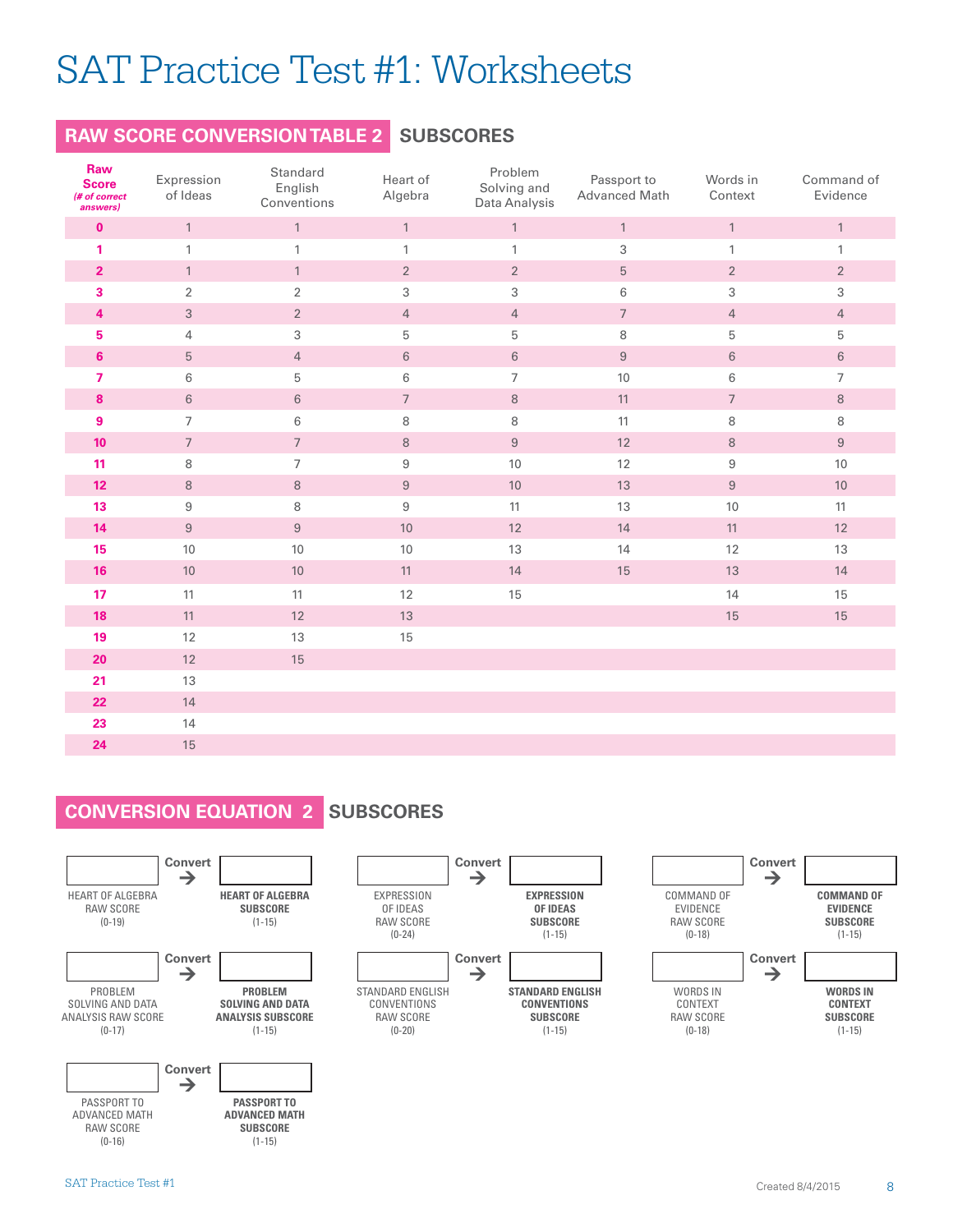# SAT Practice Test #1: Worksheets

## RAW SCORE CONVERSION TABLE 2 SUBSCORES

| Raw Score (# of correct answers) | Expression of Ideas | Standard English Conventions | Heart of Algebra | Problem Solving and Data Analysis | Passport to Advanced Math | Words in Context | Command of Evidence |
|---|---|---|---|---|---|---|---|
| 0 | 1 | 1 | 1 | 1 | 1 | 1 | 1 |
| 1 | 1 | 1 | 1 | 1 | 3 | 1 | 1 |
| 2 | 1 | 1 | 2 | 2 | 5 | 2 | 2 |
| 3 | 2 | 2 | 3 | 3 | 6 | 3 | 3 |
| 4 | 3 | 2 | 4 | 4 | 7 | 4 | 4 |
| 5 | 4 | 3 | 5 | 5 | 8 | 5 | 5 |
| 6 | 5 | 4 | 6 | 6 | 9 | 6 | 6 |
| 7 | 6 | 5 | 6 | 7 | 10 | 6 | 7 |
| 8 | 6 | 6 | 7 | 8 | 11 | 7 | 8 |
| 9 | 7 | 6 | 8 | 8 | 11 | 8 | 8 |
| 10 | 7 | 7 | 8 | 9 | 12 | 8 | 9 |
| 11 | 8 | 7 | 9 | 10 | 12 | 9 | 10 |
| 12 | 8 | 8 | 9 | 10 | 13 | 9 | 10 |
| 13 | 9 | 8 | 9 | 11 | 13 | 10 | 11 |
| 14 | 9 | 9 | 10 | 12 | 14 | 11 | 12 |
| 15 | 10 | 10 | 10 | 13 | 14 | 12 | 13 |
| 16 | 10 | 10 | 11 | 14 | 15 | 13 | 14 |
| 17 | 11 | 11 | 12 | 15 | | 14 | 15 |
| 18 | 11 | 12 | 13 | | | 15 | 15 |
| 19 | 12 | 13 | 15 | | | | |
| 20 | 12 | 15 | | | | | |
| 21 | 13 | | | | | | |
| 22 | 14 | | | | | | |
| 23 | 14 | | | | | | |
| 24 | 15 | | | | | | |

## CONVERSION EQUATION 2 SUBSCORES

HEART OF ALGEBRA RAW SCORE (0-19) → Convert → **HEART OF ALGEBRA SUBSCORE** (1-15)

PROBLEM SOLVING AND DATA ANALYSIS RAW SCORE (0-17) → Convert → **PROBLEM SOLVING AND DATA ANALYSIS SUBSCORE** (1-15)

PASSPORT TO ADVANCED MATH RAW SCORE (0-16) → Convert → **PASSPORT TO ADVANCED MATH SUBSCORE** (1-15)

EXPRESSION OF IDEAS RAW SCORE (0-24) → Convert → **EXPRESSION OF IDEAS SUBSCORE** (1-15)

STANDARD ENGLISH CONVENTIONS RAW SCORE (0-20) → Convert → **STANDARD ENGLISH CONVENTIONS SUBSCORE** (1-15)

COMMAND OF EVIDENCE RAW SCORE (0-18) → Convert → **COMMAND OF EVIDENCE SUBSCORE** (1-15)

WORDS IN CONTEXT RAW SCORE (0-18) → Convert → **WORDS IN CONTEXT SUBSCORE** (1-15)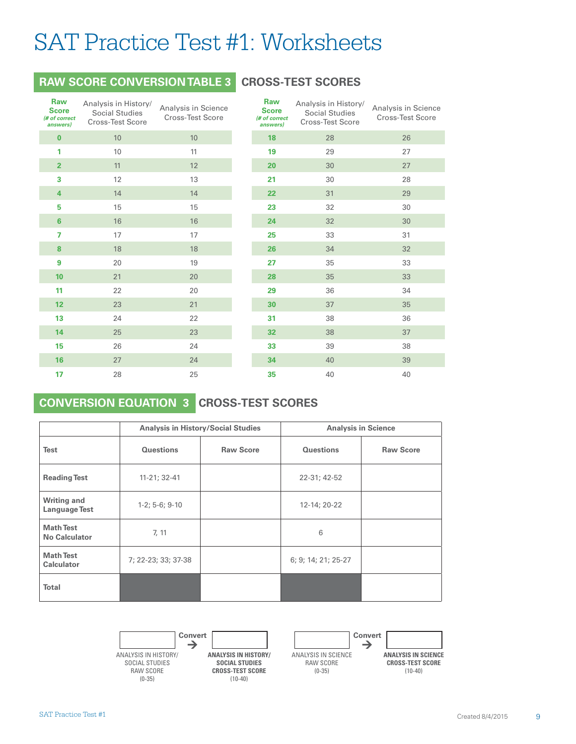# SAT Practice Test #1: Worksheets

## RAW SCORE CONVERSION TABLE 3 CROSS-TEST SCORES

| Raw Score (# of correct answers) | Analysis in History/ Social Studies Cross-Test Score | Analysis in Science Cross-Test Score | Raw Score (# of correct answers) | Analysis in History/ Social Studies Cross-Test Score | Analysis in Science Cross-Test Score |
|---|---|---|---|---|---|
| 0 | 10 | 10 | 18 | 28 | 26 |
| 1 | 10 | 11 | 19 | 29 | 27 |
| 2 | 11 | 12 | 20 | 30 | 27 |
| 3 | 12 | 13 | 21 | 30 | 28 |
| 4 | 14 | 14 | 22 | 31 | 29 |
| 5 | 15 | 15 | 23 | 32 | 30 |
| 6 | 16 | 16 | 24 | 32 | 30 |
| 7 | 17 | 17 | 25 | 33 | 31 |
| 8 | 18 | 18 | 26 | 34 | 32 |
| 9 | 20 | 19 | 27 | 35 | 33 |
| 10 | 21 | 20 | 28 | 35 | 33 |
| 11 | 22 | 20 | 29 | 36 | 34 |
| 12 | 23 | 21 | 30 | 37 | 35 |
| 13 | 24 | 22 | 31 | 38 | 36 |
| 14 | 25 | 23 | 32 | 38 | 37 |
| 15 | 26 | 24 | 33 | 39 | 38 |
| 16 | 27 | 24 | 34 | 40 | 39 |
| 17 | 28 | 25 | 35 | 40 | 40 |

## CONVERSION EQUATION 3 CROSS-TEST SCORES

| | Analysis in History/Social Studies | | Analysis in Science | |
|---|---|---|---|---|
| Test | Questions | Raw Score | Questions | Raw Score |
| Reading Test | 11-21; 32-41 | | 22-31; 42-52 | |
| Writing and Language Test | 1-2; 5-6; 9-10 | | 12-14; 20-22 | |
| Math Test No Calculator | 7, 11 | | 6 | |
| Math Test Calculator | 7; 22-23; 33; 37-38 | | 6; 9; 14; 21; 25-27 | |
| Total | | | | |

ANALYSIS IN HISTORY/ SOCIAL STUDIES RAW SCORE (0-35) → Convert → **ANALYSIS IN HISTORY/ SOCIAL STUDIES CROSS-TEST SCORE** (10-40)

ANALYSIS IN SCIENCE RAW SCORE (0-35) → Convert → **ANALYSIS IN SCIENCE CROSS-TEST SCORE** (10-40)